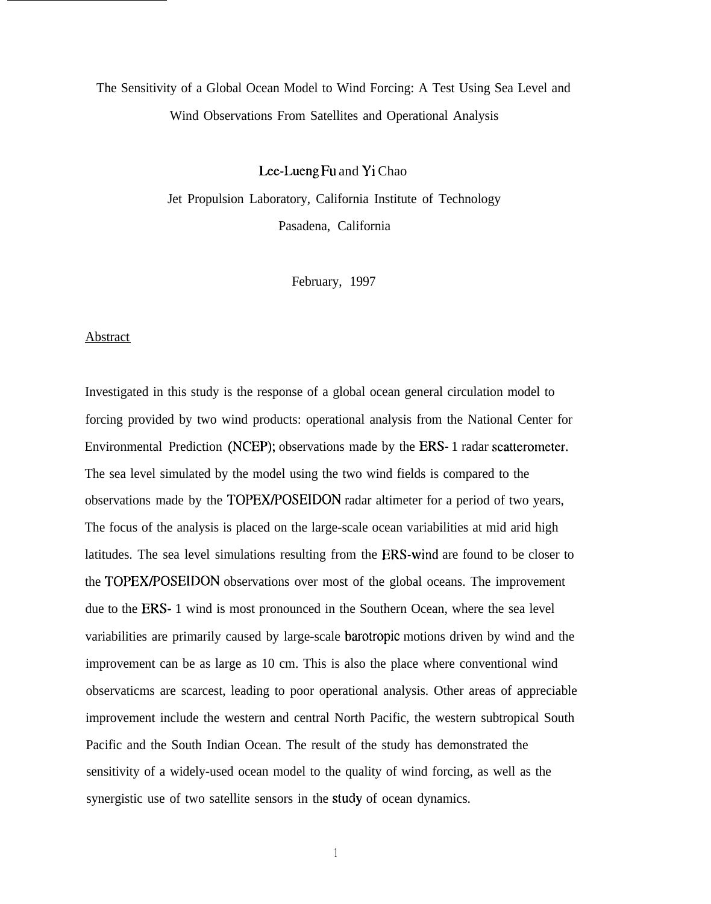# The Sensitivity of a Global Ocean Model to Wind Forcing: A Test Using Sea Level and Wind Observations From Satellites and Operational Analysis

Lee-Lueng Fu and Yi Chao

Jet Propulsion Laboratory, California Institute of Technology

Pasadena, California

February, 1997

## Abstract

Investigated in this study is the response of a global ocean general circulation model to forcing provided by two wind products: operational analysis from the National Center for Environmental Prediction (NCEP); observations made by the ERS- 1 radar scatterometer. The sea level simulated by the model using the two wind fields is compared to the observations made by the TOPEX/POSEIDON radar altimeter for a period of two years, The focus of the analysis is placed on the large-scale ocean variabilities at mid arid high latitudes. The sea level simulations resulting from the ERS-wind are found to be closer to the TOPEX/POSEIDON observations over most of the global oceans. The improvement due to the ERS- 1 wind is most pronounced in the Southern Ocean, where the sea level variabilities are primarily caused by large-scale barotropic motions driven by wind and the improvement can be as large as 10 cm. This is also the place where conventional wind observaticms are scarcest, leading to poor operational analysis. Other areas of appreciable improvement include the western and central North Pacific, the western subtropical South Pacific and the South Indian Ocean. The result of the study has demonstrated the sensitivity of a widely-used ocean model to the quality of wind forcing, as well as the synergistic use of two satellite sensors in the study of ocean dynamics.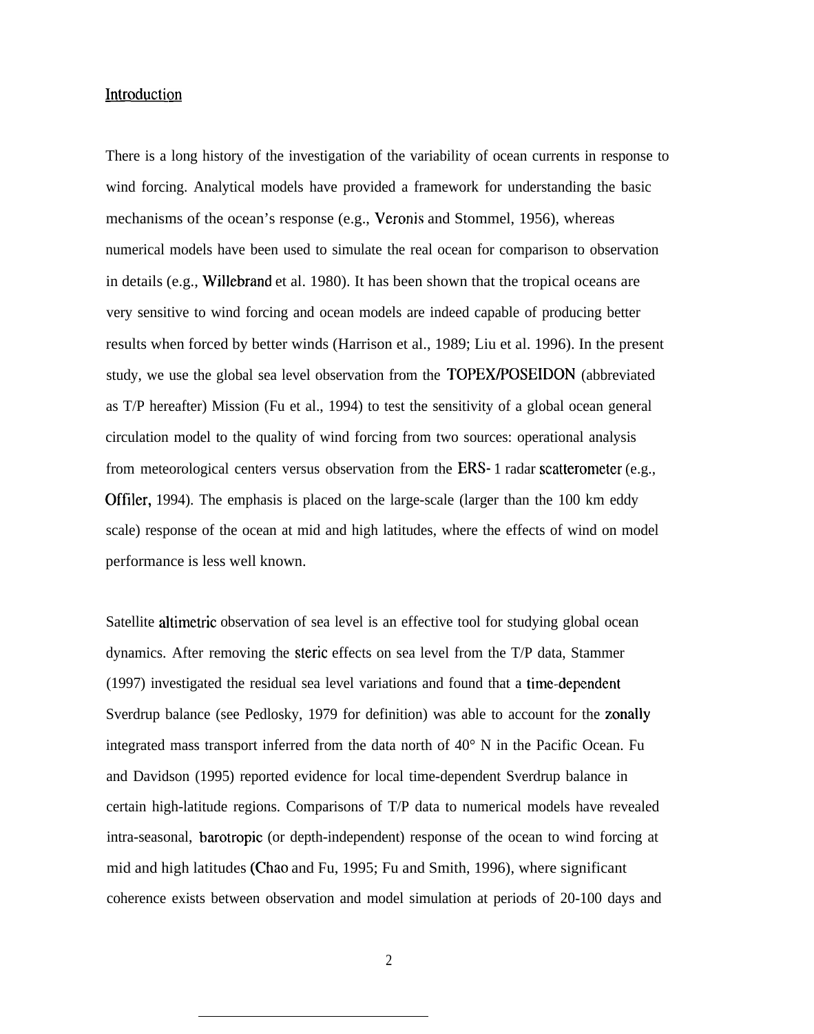## Introduction

There is a long history of the investigation of the variability of ocean currents in response to wind forcing. Analytical models have provided a framework for understanding the basic mechanisms of the ocean's response (e.g., Veronis and Stommel, 1956), whereas numerical models have been used to simulate the real ocean for comparison to observation in details (e.g., Willebrand et al. 1980). It has been shown that the tropical oceans are very sensitive to wind forcing and ocean models are indeed capable of producing better results when forced by better winds (Harrison et al., 1989; Liu et al. 1996). In the present study, we use the global sea level observation from the TOPEX/POSEIDON (abbreviated as T/P hereafter) Mission (Fu et al., 1994) to test the sensitivity of a global ocean general circulation model to the quality of wind forcing from two sources: operational analysis from meteorological centers versus observation from the ERS-1 radar scatterometer (e.g., Offiler, 1994). The emphasis is placed on the large-scale (larger than the 100 km eddy scale) response of the ocean at mid and high latitudes, where the effects of wind on model performance is less well known.

Satellite altimetric observation of sea level is an effective tool for studying global ocean dynamics. After removing the steric effects on sea level from the T/P data, Stammer (1997) investigated the residual sea level variations and found that a time-dependent Sverdrup balance (see Pedlosky, 1979 for definition) was able to account for the zonally integrated mass transport inferred from the data north of 40° N in the Pacific Ocean. Fu and Davidson (1995) reported evidence for local time-dependent Sverdrup balance in certain high-latitude regions. Comparisons of T/P data to numerical models have revealed intra-seasonal, barotropic (or depth-independent) response of the ocean to wind forcing at mid and high latitudes (Chao and Fu, 1995; Fu and Smith, 1996), where significant coherence exists between observation and model simulation at periods of 20-100 days and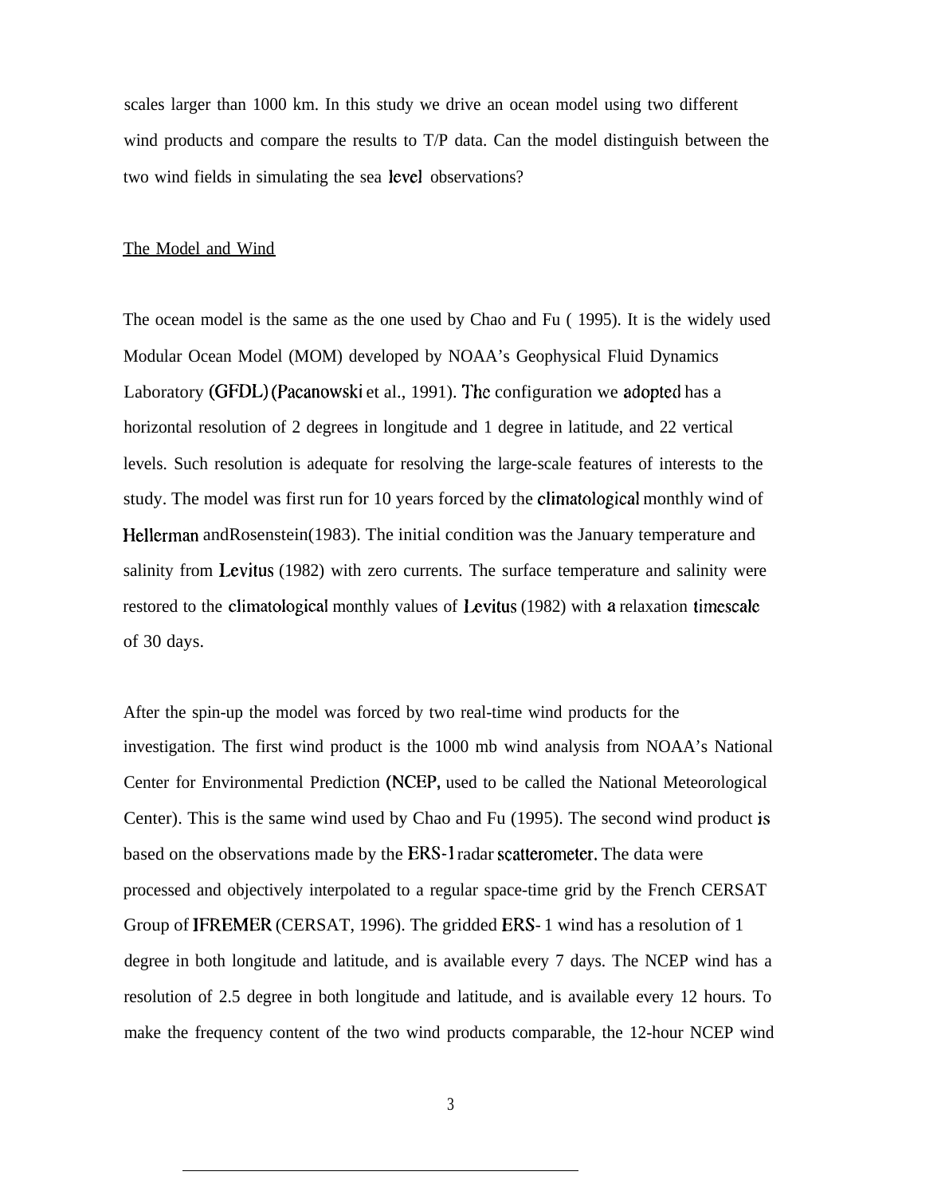scales larger than 1000 km. In this study we drive an ocean model using two different wind products and compare the results to T/P data. Can the model distinguish between the two wind fields in simulating the sea level observations?

## The Model and Wind

The ocean model is the same as the one used by Chao and Fu ( 1995). It is the widely used Modular Ocean Model (MOM) developed by NOAA's Geophysical Fluid Dynamics Laboratory (GFDL) (Pacanowski et al., 1991). The configuration we adopted has a horizontal resolution of 2 degrees in longitude and 1 degree in latitude, and 22 vertical levels. Such resolution is adequate for resolving the large-scale features of interests to the study. The model was first run for 10 years forced by the climatological monthly wind of Hellerman andRosenstein(1983). The initial condition was the January temperature and salinity from Levitus (1982) with zero currents. The surface temperature and salinity were restored to the climatological monthly values of Levitus (1982) with a relaxation timescale of 30 days.

After the spin-up the model was forced by two real-time wind products for the investigation. The first wind product is the 1000 mb wind analysis from NOAA's National Center for Environmental Prediction (NCEP, used to be called the National Meteorological Center). This is the same wind used by Chao and Fu (1995). The second wind product is based on the observations made by the ERS-1 radar scatterometer. The data were processed and objectively interpolated to a regular space-time grid by the French CERSAT Group of IFREMER (CERSAT, 1996). The gridded ERS- 1 wind has a resolution of 1 degree in both longitude and latitude, and is available every 7 days. The NCEP wind has a resolution of 2.5 degree in both longitude and latitude, and is available every 12 hours. To make the frequency content of the two wind products comparable, the 12-hour NCEP wind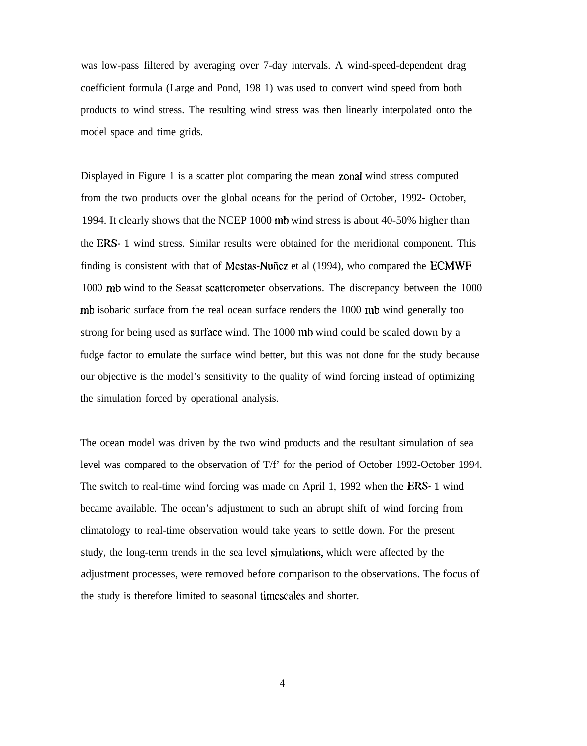was low-pass filtered by averaging over 7-day intervals. A wind-speed-dependent drag coefficient formula (Large and Pond, 198 1) was used to convert wind speed from both products to wind stress. The resulting wind stress was then linearly interpolated onto the model space and time grids.

Displayed in Figure 1 is a scatter plot comparing the mean zonal wind stress computed from the two products over the global oceans for the period of October, 1992- October, 1994. It clearly shows that the NCEP 1000 mb wind stress is about 40-50% higher than the ERS- 1 wind stress. Similar results were obtained for the meridional component. This finding is consistent with that of Mestas-Nuñez et al (1994), who compared the ECMWF 1000 mb wind to the Seasat scatterometer observations. The discrepancy between the 1000 mb isobaric surface from the real ocean surface renders the 1000 mb wind generally too strong for being used as surface wind. The 1000 mb wind could be scaled down by a fudge factor to emulate the surface wind better, but this was not done for the study because our objective is the model's sensitivity to the quality of wind forcing instead of optimizing the simulation forced by operational analysis.

The ocean model was driven by the two wind products and the resultant simulation of sea level was compared to the observation of T/f' for the period of October 1992-October 1994. The switch to real-time wind forcing was made on April 1, 1992 when the ERS- 1 wind became available. The ocean's adjustment to such an abrupt shift of wind forcing from climatology to real-time observation would take years to settle down. For the present study, the long-term trends in the sea level simulations, which were affected by the adjustment processes, were removed before comparison to the observations. The focus of the study is therefore limited to seasonal timescales and shorter.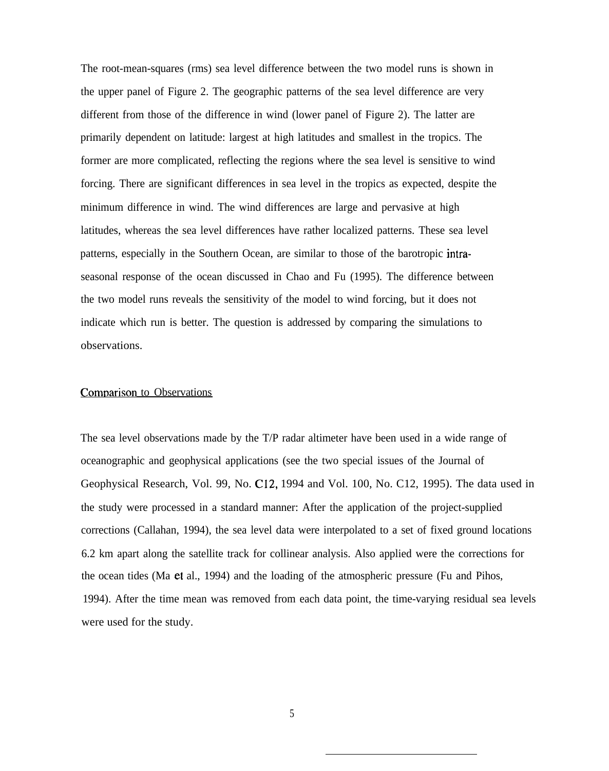The root-mean-squares (rms) sea level difference between the two model runs is shown in the upper panel of Figure 2. The geographic patterns of the sea level difference are very different from those of the difference in wind (lower panel of Figure 2). The latter are primarily dependent on latitude: largest at high latitudes and smallest in the tropics. The former are more complicated, reflecting the regions where the sea level is sensitive to wind forcing. There are significant differences in sea level in the tropics as expected, despite the minimum difference in wind. The wind differences are large and pervasive at high latitudes, whereas the sea level differences have rather localized patterns. These sea level patterns, especially in the Southern Ocean, are similar to those of the barotropic intra-seasonal response of the ocean discussed in Chao and Fu (1995). The difference between the two model runs reveals the sensitivity of the model to wind forcing, but it does not indicate which run is better. The question is addressed by comparing the simulations to observations.

## Comparison to Observations

The sea level observations made by the T/P radar altimeter have been used in a wide range of oceanographic and geophysical applications (see the two special issues of the Journal of Geophysical Research, Vol. 99, No. C12, 1994 and Vol. 100, No. C12, 1995). The data used in the study were processed in a standard manner: After the application of the project-supplied corrections (Callahan, 1994), the sea level data were interpolated to a set of fixed ground locations 6.2 km apart along the satellite track for collinear analysis. Also applied were the corrections for the ocean tides (Ma et al., 1994) and the loading of the atmospheric pressure (Fu and Pihos, 1994). After the time mean was removed from each data point, the time-varying residual sea levels were used for the study.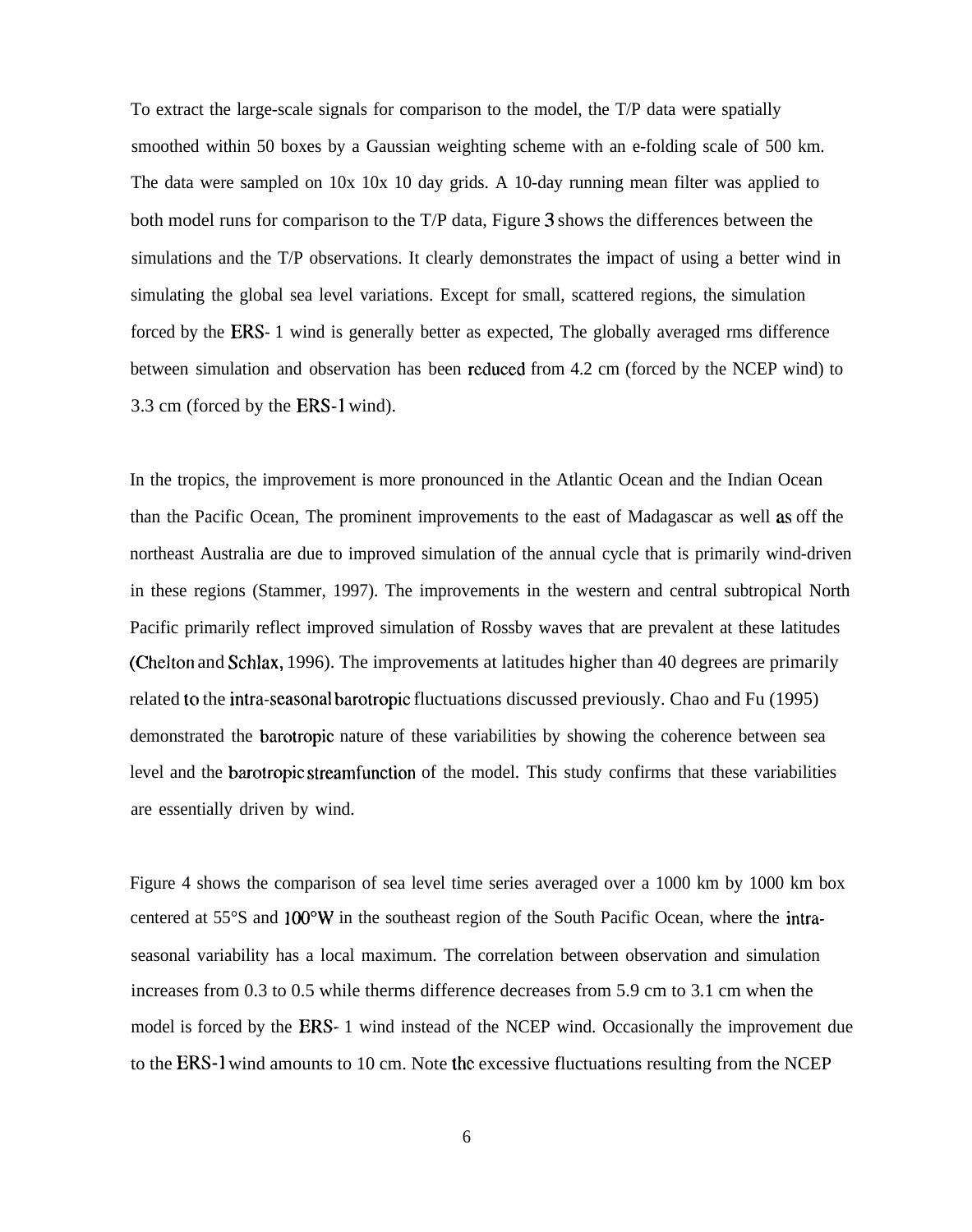To extract the large-scale signals for comparison to the model, the T/P data were spatially smoothed within 50 boxes by a Gaussian weighting scheme with an e-folding scale of 500 km. The data were sampled on 10x 10x 10 day grids. A 10-day running mean filter was applied to both model runs for comparison to the T/P data, Figure 3 shows the differences between the simulations and the T/P observations. It clearly demonstrates the impact of using a better wind in simulating the global sea level variations. Except for small, scattered regions, the simulation forced by the ERS- 1 wind is generally better as expected, The globally averaged rms difference between simulation and observation has been reduced from 4.2 cm (forced by the NCEP wind) to 3.3 cm (forced by the ERS-1 wind).

In the tropics, the improvement is more pronounced in the Atlantic Ocean and the Indian Ocean than the Pacific Ocean, The prominent improvements to the east of Madagascar as well as off the northeast Australia are due to improved simulation of the annual cycle that is primarily wind-driven in these regions (Stammer, 1997). The improvements in the western and central subtropical North Pacific primarily reflect improved simulation of Rossby waves that are prevalent at these latitudes (Chelton and Schlax, 1996). The improvements at latitudes higher than 40 degrees are primarily related to the intra-seasonal barotropic fluctuations discussed previously. Chao and Fu (1995) demonstrated the barotropic nature of these variabilities by showing the coherence between sea level and the barotropic streamfunction of the model. This study confirms that these variabilities are essentially driven by wind.

Figure 4 shows the comparison of sea level time series averaged over a 1000 km by 1000 km box centered at 55°S and 100°W in the southeast region of the South Pacific Ocean, where the intra-seasonal variability has a local maximum. The correlation between observation and simulation increases from 0.3 to 0.5 while therms difference decreases from 5.9 cm to 3.1 cm when the model is forced by the ERS- 1 wind instead of the NCEP wind. Occasionally the improvement due to the ERS-1 wind amounts to 10 cm. Note the excessive fluctuations resulting from the NCEP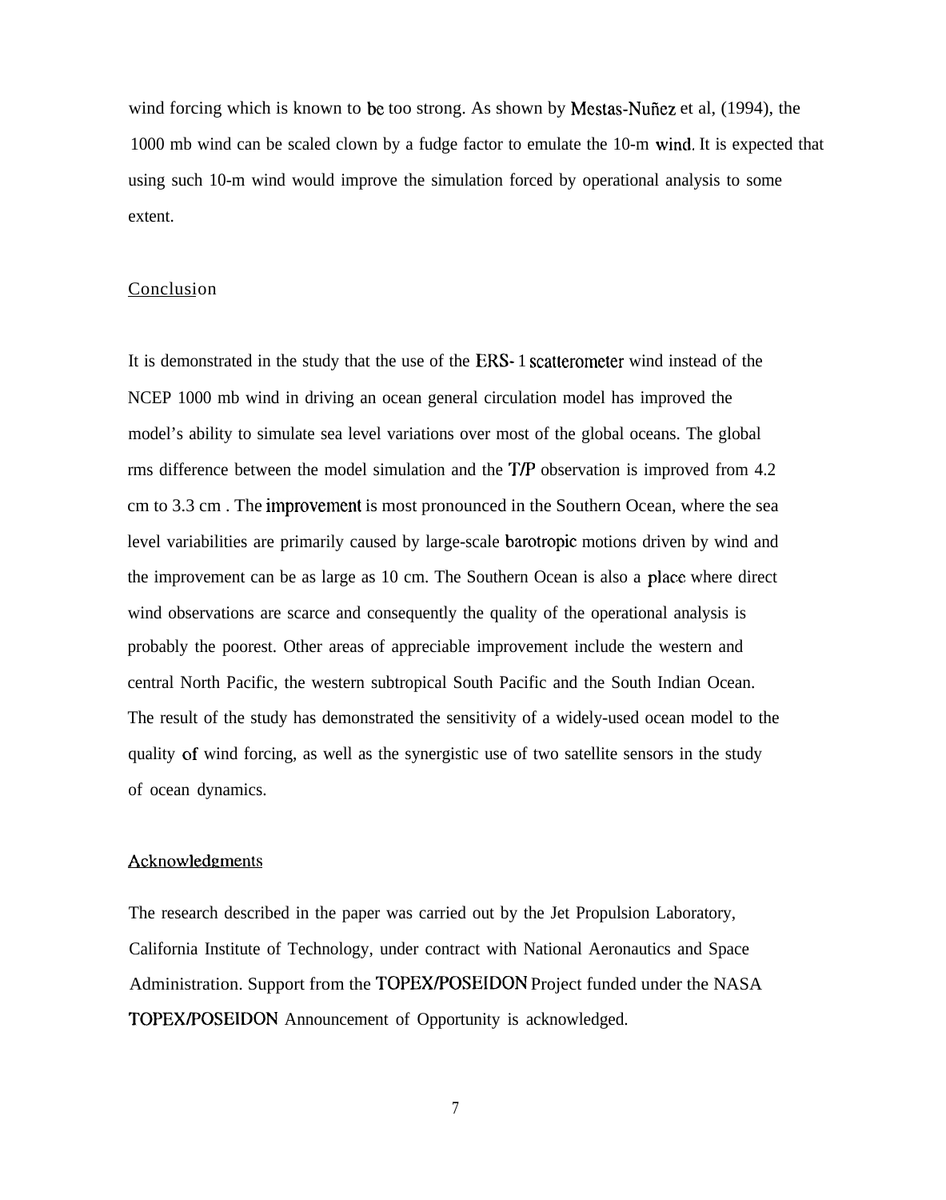wind forcing which is known to be too strong. As shown by Mestas-Nuñez et al, (1994), the 1000 mb wind can be scaled clown by a fudge factor to emulate the 10-m wind. It is expected that using such 10-m wind would improve the simulation forced by operational analysis to some extent.

## Conclusion

It is demonstrated in the study that the use of the ERS- 1 scatterometer wind instead of the NCEP 1000 mb wind in driving an ocean general circulation model has improved the model's ability to simulate sea level variations over most of the global oceans. The global rms difference between the model simulation and the T/P observation is improved from 4.2 cm to 3.3 cm . The improvement is most pronounced in the Southern Ocean, where the sea level variabilities are primarily caused by large-scale barotropic motions driven by wind and the improvement can be as large as 10 cm. The Southern Ocean is also a place where direct wind observations are scarce and consequently the quality of the operational analysis is probably the poorest. Other areas of appreciable improvement include the western and central North Pacific, the western subtropical South Pacific and the South Indian Ocean. The result of the study has demonstrated the sensitivity of a widely-used ocean model to the quality of wind forcing, as well as the synergistic use of two satellite sensors in the study of ocean dynamics.

## Acknowledgments

The research described in the paper was carried out by the Jet Propulsion Laboratory, California Institute of Technology, under contract with National Aeronautics and Space Administration. Support from the TOPEX/POSEIDON Project funded under the NASA TOPEX/POSEIDON Announcement of Opportunity is acknowledged.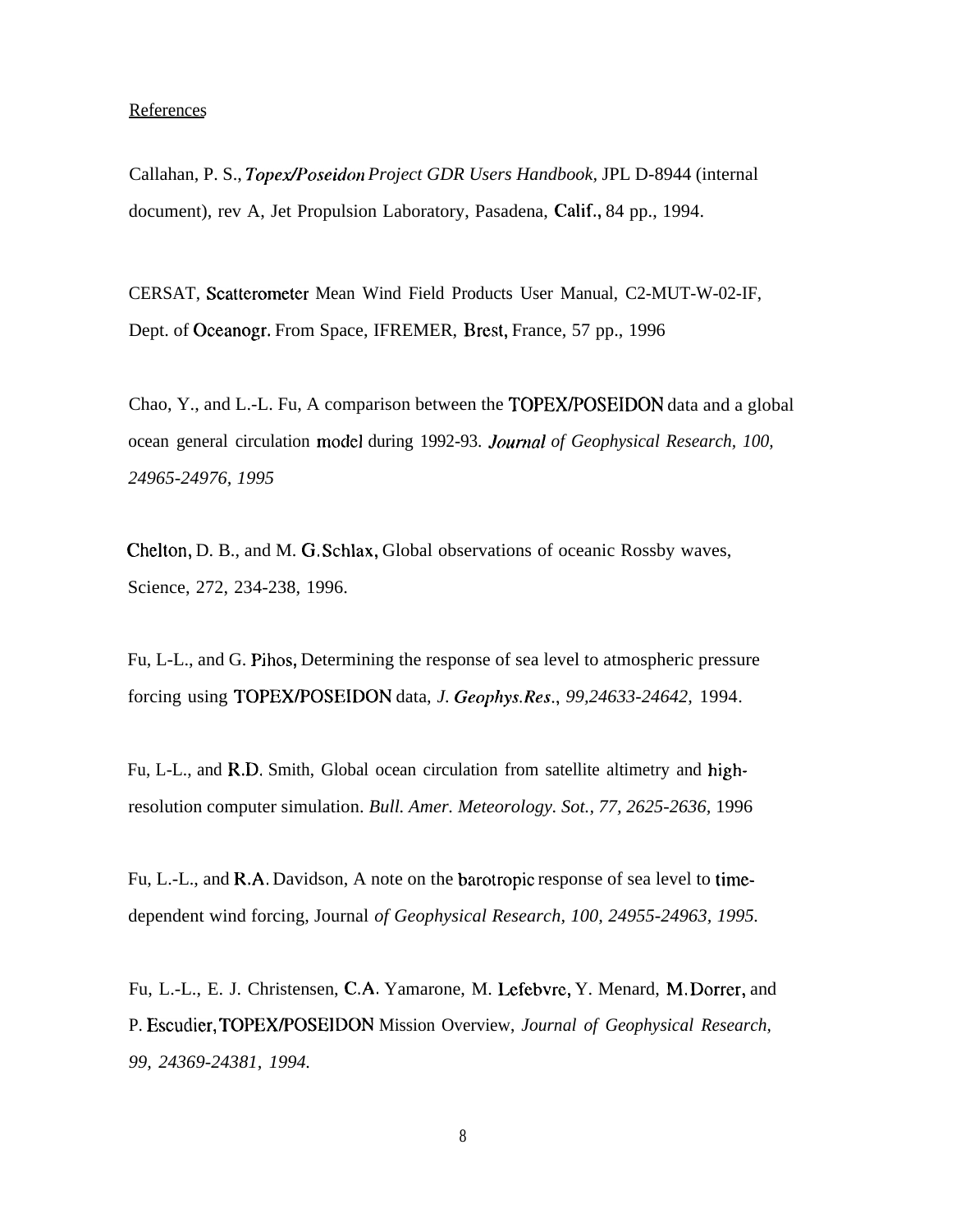References

Callahan, P. S., *Topex/Poseidon Project GDR Users Handbook*, JPL D-8944 (internal document), rev A, Jet Propulsion Laboratory, Pasadena, Calif., 84 pp., 1994.

CERSAT, Scatterometer Mean Wind Field Products User Manual, C2-MUT-W-02-IF, Dept. of Oceanogr. From Space, IFREMER, Brest, France, 57 pp., 1996

Chao, Y., and L.-L. Fu, A comparison between the TOPEX/POSEIDON data and a global ocean general circulation model during 1992-93. *Journal of Geophysical Research, 100, 24965-24976, 1995*

Chelton, D. B., and M. G. Schlax, Global observations of oceanic Rossby waves, Science, 272, 234-238, 1996.

Fu, L-L., and G. Pihos, Determining the response of sea level to atmospheric pressure forcing using TOPEX/POSEIDON data, *J. Geophys. Res., 99,24633-24642,* 1994.

Fu, L-L., and R.D. Smith, Global ocean circulation from satellite altimetry and high-resolution computer simulation. *Bull. Amer. Meteorology. Sot., 77, 2625-2636,* 1996

Fu, L.-L., and R.A. Davidson, A note on the barotropic response of sea level to time-dependent wind forcing, Journal *of Geophysical Research, 100, 24955-24963, 1995.*

Fu, L.-L., E. J. Christensen, C.A. Yamarone, M. Lefebvre, Y. Menard, M. Dorrer, and P. Escudier, TOPEX/POSEIDON Mission Overview, *Journal of Geophysical Research, 99, 24369-24381, 1994.*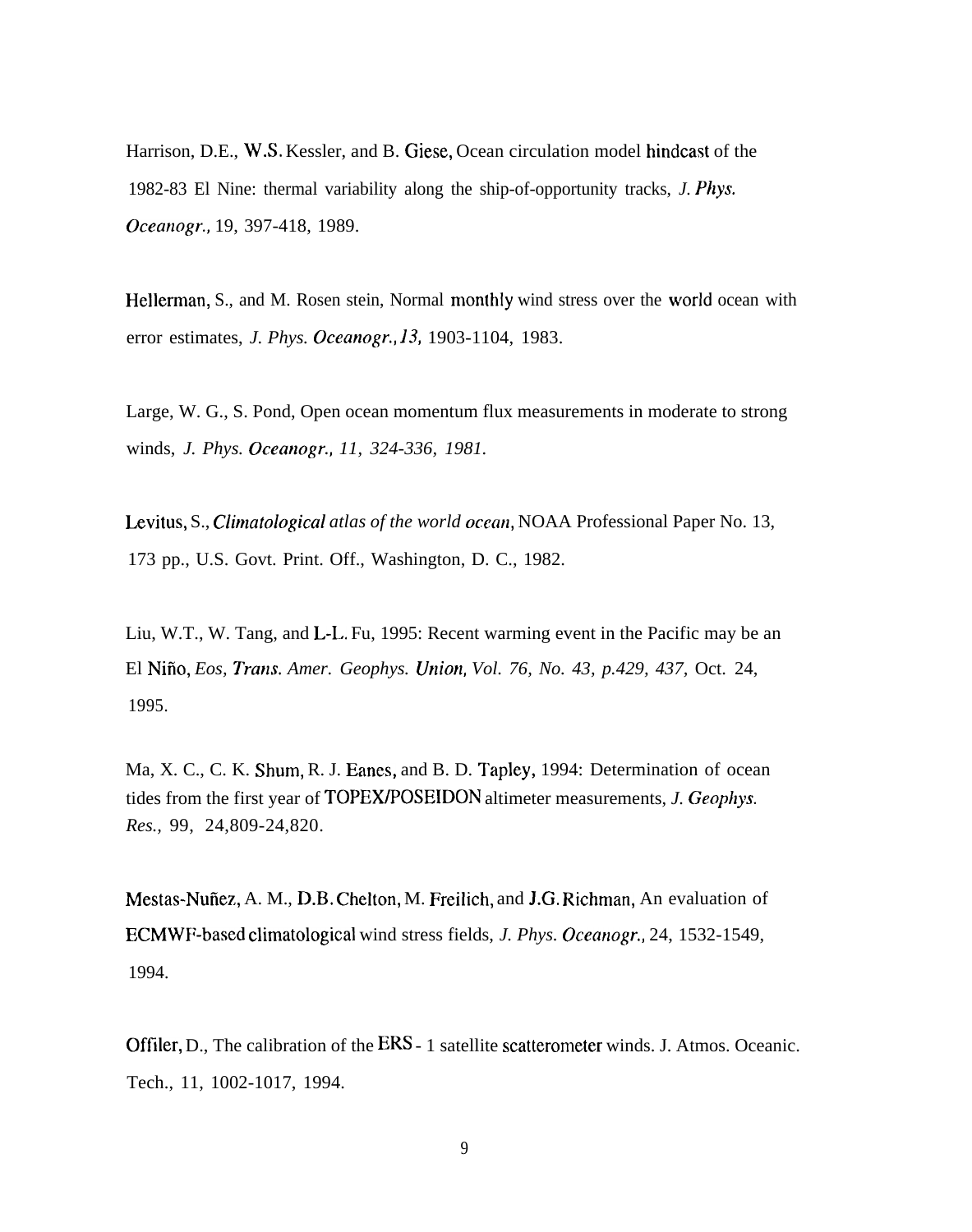Harrison, D.E., W.S. Kessler, and B. Giese, Ocean circulation model hindcast of the 1982-83 El Nine: thermal variability along the ship-of-opportunity tracks, *J. Phys. Oceanogr.,* 19, 397-418, 1989.

Hellerman, S., and M. Rosen stein, Normal monthly wind stress over the world ocean with error estimates, *J. Phys. Oceanogr., 13,* 1903-1104, 1983.

Large, W. G., S. Pond, Open ocean momentum flux measurements in moderate to strong winds, *J. Phys. Oceanogr., 11, 324-336, 1981.*

Levitus, S., *Climatological atlas of the world ocean*, NOAA Professional Paper No. 13, 173 pp., U.S. Govt. Print. Off., Washington, D. C., 1982.

Liu, W.T., W. Tang, and L-L. Fu, 1995: Recent warming event in the Pacific may be an El Niño, *Eos, Trans. Amer. Geophys. Union, Vol. 76, No. 43, p.429, 437,* Oct. 24, 1995.

Ma, X. C., C. K. Shum, R. J. Eanes, and B. D. Tapley, 1994: Determination of ocean tides from the first year of TOPEX/POSEIDON altimeter measurements, *J. Geophys. Res.,* 99, 24,809-24,820.

Mestas-Nuñez, A. M., D.B. Chelton, M. Freilich, and J.G. Richman, An evaluation of ECMWF-based climatological wind stress fields, *J. Phys. Oceanogr.,* 24, 1532-1549, 1994.

Offiler, D., The calibration of the ERS - 1 satellite scatterometer winds. J. Atmos. Oceanic. Tech., 11, 1002-1017, 1994.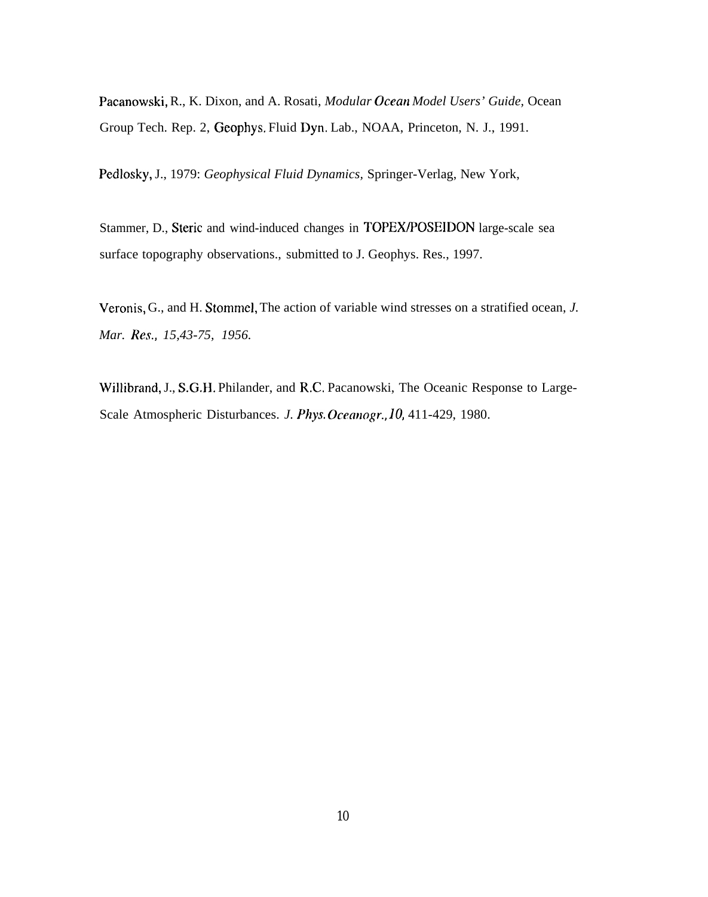Pacanowski, R., K. Dixon, and A. Rosati, *Modular Ocean Model Users' Guide,* Ocean Group Tech. Rep. 2, Geophys. Fluid Dyn. Lab., NOAA, Princeton, N. J., 1991.

Pedlosky, J., 1979: *Geophysical Fluid Dynamics,* Springer-Verlag, New York,

Stammer, D., Steric and wind-induced changes in TOPEX/POSEIDON large-scale sea surface topography observations., submitted to J. Geophys. Res., 1997.

Veronis, G., and H. Stommel, The action of variable wind stresses on a stratified ocean, *J. Mar. Res., 15,43-75, 1956.*

Willibrand, J., S.G.H. Philander, and R.C. Pacanowski, The Oceanic Response to Large-Scale Atmospheric Disturbances. *J. Phys. Oceanogr., 10,* 411-429, 1980.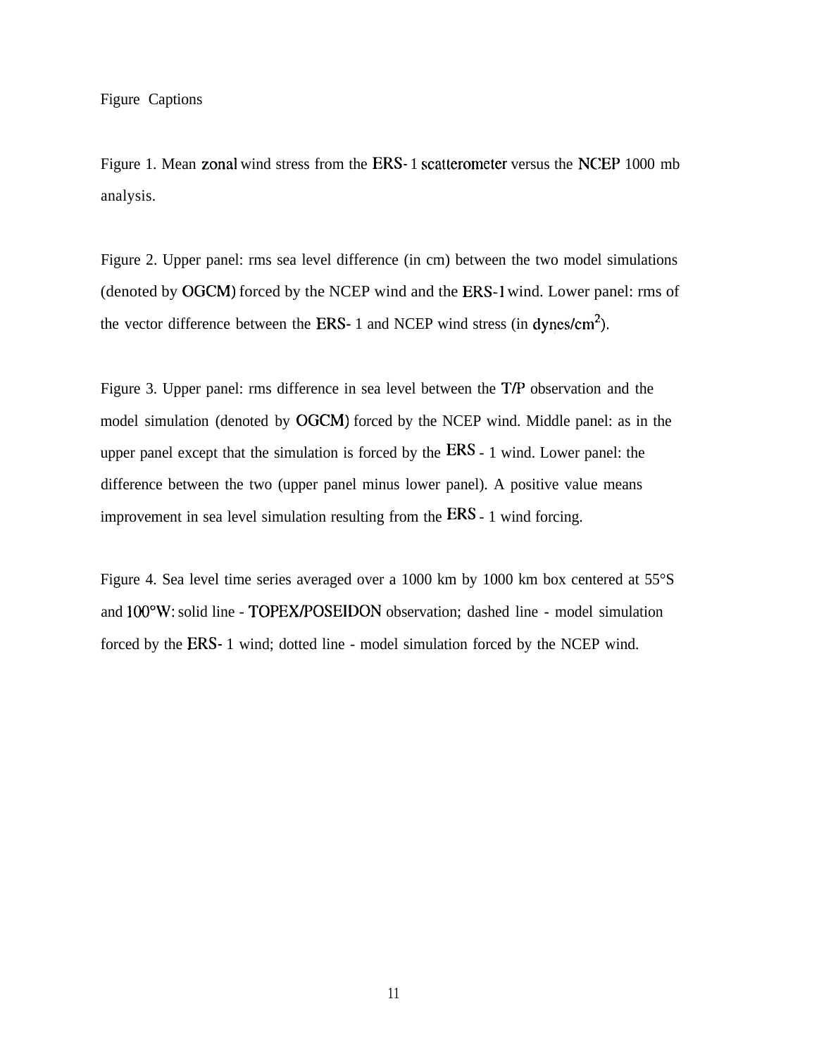Figure Captions

Figure 1. Mean zonal wind stress from the ERS-1 scatterometer versus the NCEP 1000 mb analysis.

Figure 2. Upper panel: rms sea level difference (in cm) between the two model simulations (denoted by OGCM) forced by the NCEP wind and the ERS-1 wind. Lower panel: rms of the vector difference between the ERS-1 and NCEP wind stress (in $dynes/cm^2$).

Figure 3. Upper panel: rms difference in sea level between the T/P observation and the model simulation (denoted by OGCM) forced by the NCEP wind. Middle panel: as in the upper panel except that the simulation is forced by the ERS-1 wind. Lower panel: the difference between the two (upper panel minus lower panel). A positive value means improvement in sea level simulation resulting from the ERS-1 wind forcing.

Figure 4. Sea level time series averaged over a 1000 km by 1000 km box centered at 55°S and 100°W: solid line - TOPEX/POSEIDON observation; dashed line - model simulation forced by the ERS-1 wind; dotted line - model simulation forced by the NCEP wind.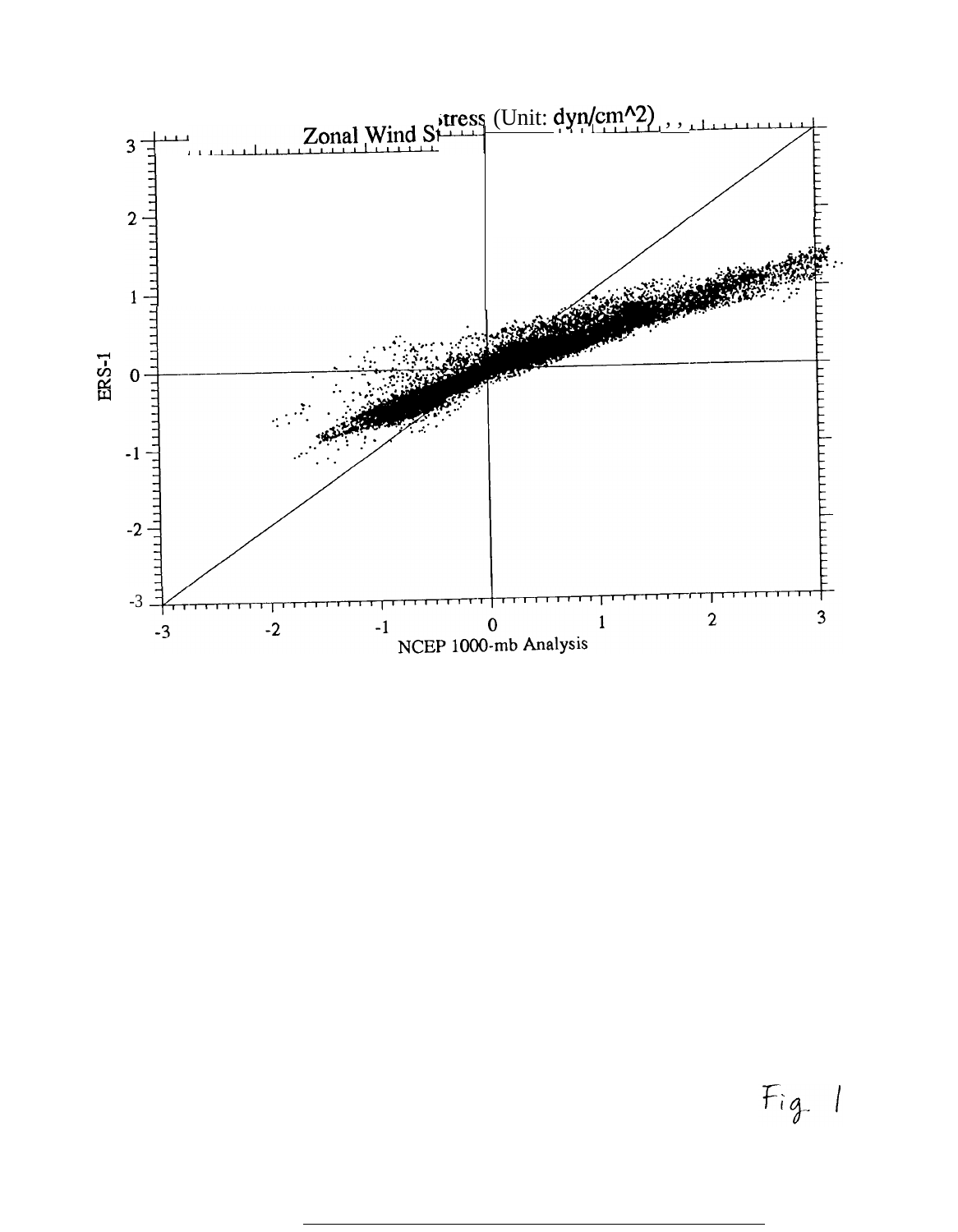Zonal Wind Stress (Unit: dyn/cm^2)

ERS-1

NCEP 1000-mb Analysis

Fig. 1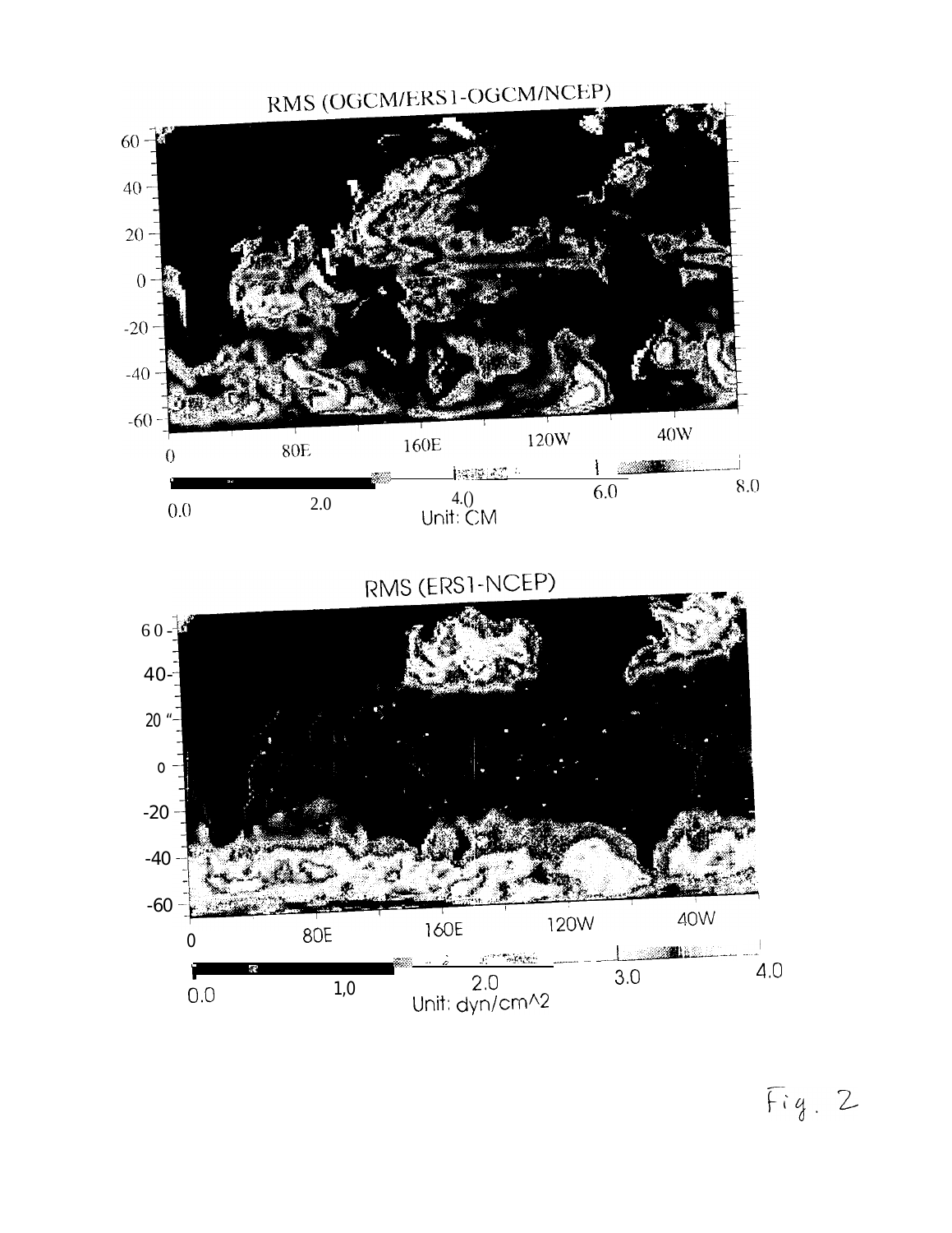RMS (OGCM/ERS1-OGCM/NCEP)

Unit: CM

RMS (ERS1-NCEP)

Unit: dyn/cm^2

Fig. 2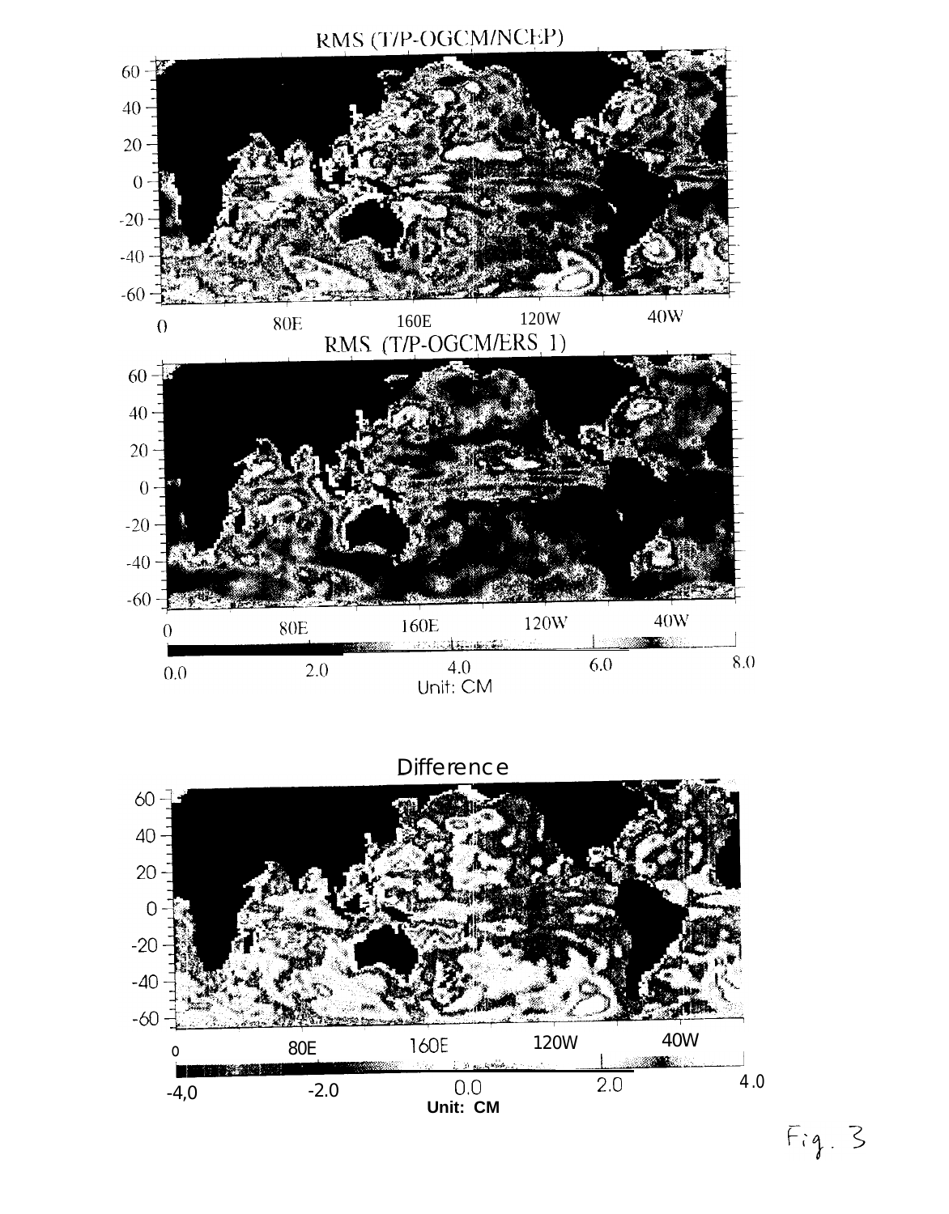RMS (T/P-OGCM/NCEP)

RMS (T/P-OGCM/ERS 1)

Unit: CM

Difference

Unit: CM

Fig. 3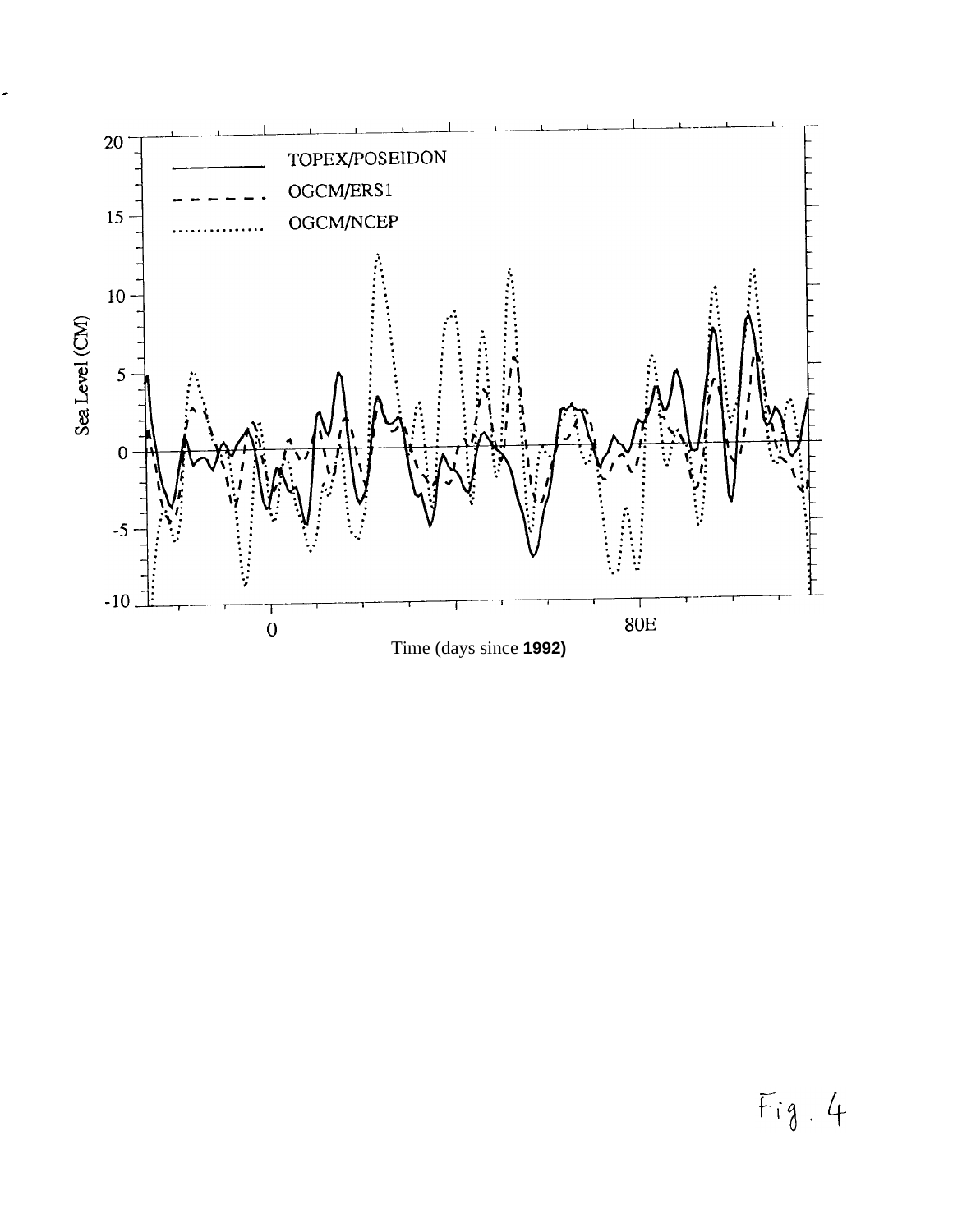20

15

10

5

0

-5

-10

Sea Level (CM)

TOPEX/POSEIDON

OGCM/ERS1

OGCM/NCEP

0

80E

Time (days since **1992)**

Fig. 4